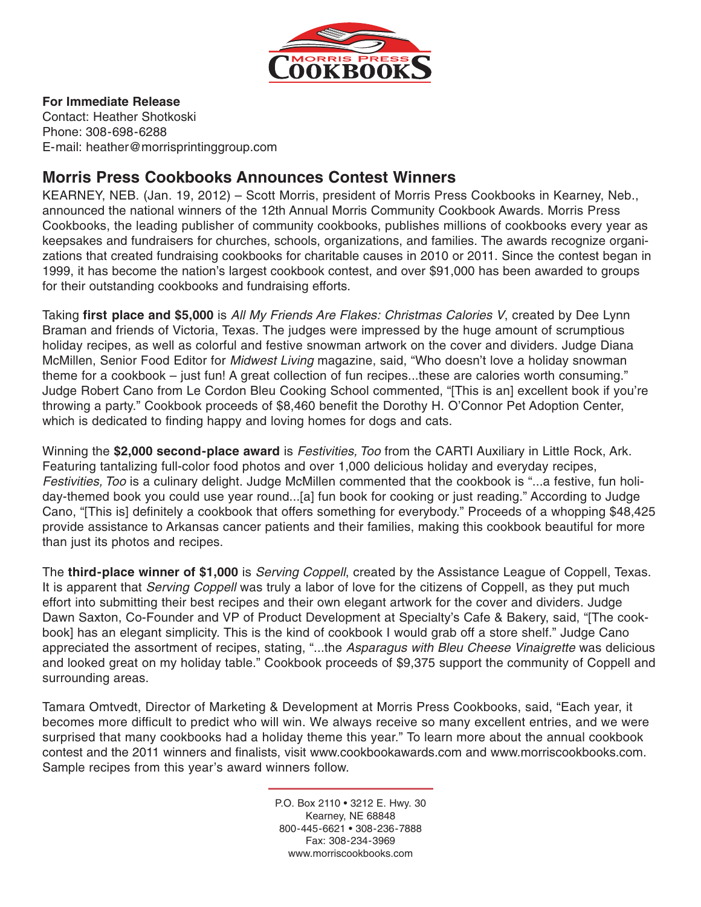**For Immediate Release**
Contact: Heather Shotkoski
Phone: 308-698-6288
E-mail: heather@morrisprintinggroup.com

## Morris Press Cookbooks Announces Contest Winners

KEARNEY, NEB. (Jan. 19, 2012) – Scott Morris, president of Morris Press Cookbooks in Kearney, Neb., announced the national winners of the 12th Annual Morris Community Cookbook Awards. Morris Press Cookbooks, the leading publisher of community cookbooks, publishes millions of cookbooks every year as keepsakes and fundraisers for churches, schools, organizations, and families. The awards recognize organizations that created fundraising cookbooks for charitable causes in 2010 or 2011. Since the contest began in 1999, it has become the nation's largest cookbook contest, and over $91,000 has been awarded to groups for their outstanding cookbooks and fundraising efforts.

Taking **first place and $5,000** is *All My Friends Are Flakes: Christmas Calories V*, created by Dee Lynn Braman and friends of Victoria, Texas. The judges were impressed by the huge amount of scrumptious holiday recipes, as well as colorful and festive snowman artwork on the cover and dividers. Judge Diana McMillen, Senior Food Editor for *Midwest Living* magazine, said, "Who doesn't love a holiday snowman theme for a cookbook – just fun! A great collection of fun recipes...these are calories worth consuming." Judge Robert Cano from Le Cordon Bleu Cooking School commented, "[This is an] excellent book if you're throwing a party." Cookbook proceeds of $8,460 benefit the Dorothy H. O'Connor Pet Adoption Center, which is dedicated to finding happy and loving homes for dogs and cats.

Winning the **$2,000 second-place award** is *Festivities, Too* from the CARTI Auxiliary in Little Rock, Ark. Featuring tantalizing full-color food photos and over 1,000 delicious holiday and everyday recipes, *Festivities, Too* is a culinary delight. Judge McMillen commented that the cookbook is "...a festive, fun holiday-themed book you could use year round...[a] fun book for cooking or just reading." According to Judge Cano, "[This is] definitely a cookbook that offers something for everybody." Proceeds of a whopping $48,425 provide assistance to Arkansas cancer patients and their families, making this cookbook beautiful for more than just its photos and recipes.

The **third-place winner of $1,000** is *Serving Coppell*, created by the Assistance League of Coppell, Texas. It is apparent that *Serving Coppell* was truly a labor of love for the citizens of Coppell, as they put much effort into submitting their best recipes and their own elegant artwork for the cover and dividers. Judge Dawn Saxton, Co-Founder and VP of Product Development at Specialty's Cafe & Bakery, said, "[The cookbook] has an elegant simplicity. This is the kind of cookbook I would grab off a store shelf." Judge Cano appreciated the assortment of recipes, stating, "...the *Asparagus with Bleu Cheese Vinaigrette* was delicious and looked great on my holiday table." Cookbook proceeds of $9,375 support the community of Coppell and surrounding areas.

Tamara Omtvedt, Director of Marketing & Development at Morris Press Cookbooks, said, "Each year, it becomes more difficult to predict who will win. We always receive so many excellent entries, and we were surprised that many cookbooks had a holiday theme this year." To learn more about the annual cookbook contest and the 2011 winners and finalists, visit www.cookbookawards.com and www.morriscookbooks.com. Sample recipes from this year's award winners follow.

P.O. Box 2110 • 3212 E. Hwy. 30
Kearney, NE 68848
800-445-6621 • 308-236-7888
Fax: 308-234-3969
www.morriscookbooks.com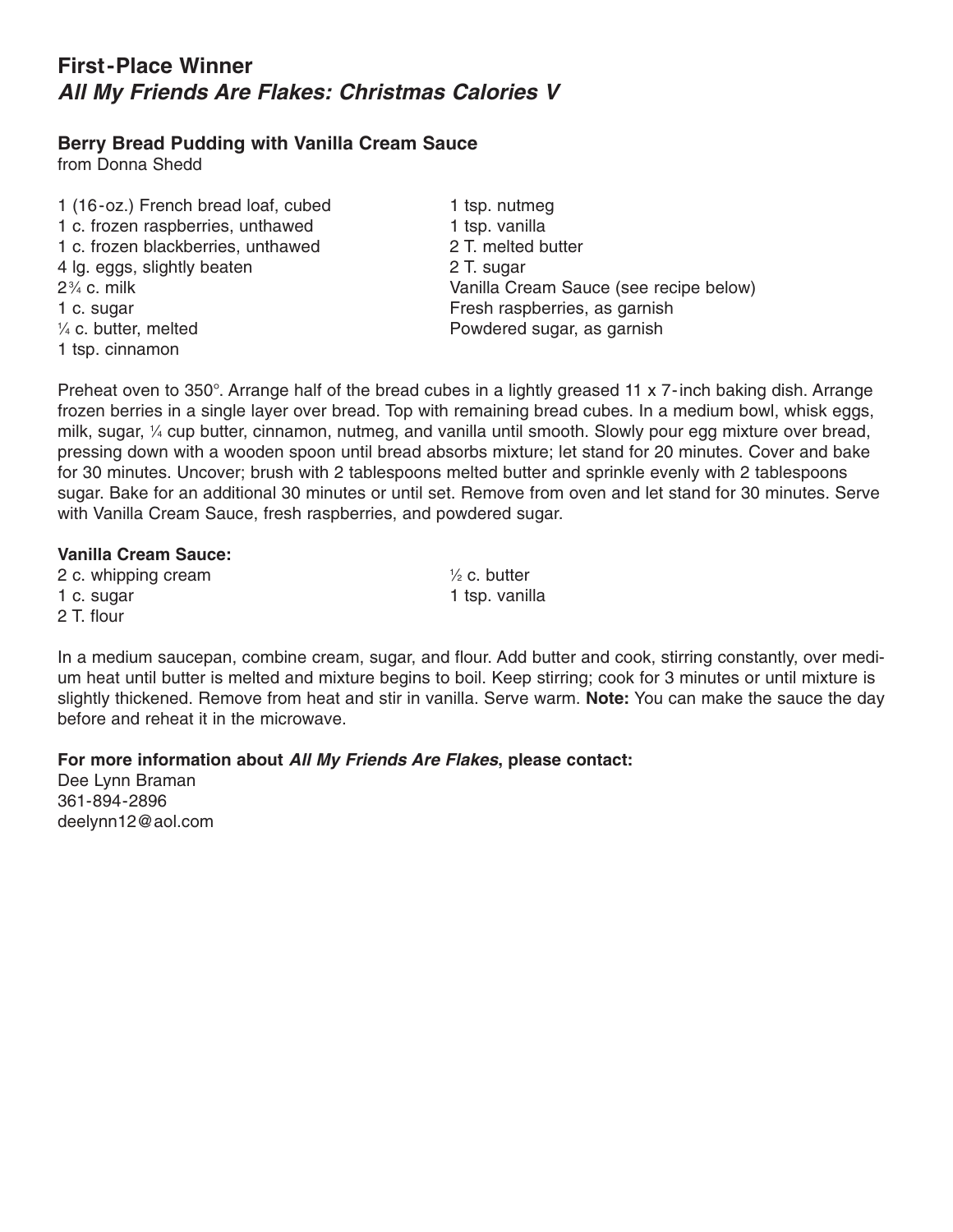## First-Place Winner
## *All My Friends Are Flakes: Christmas Calories V*

### Berry Bread Pudding with Vanilla Cream Sauce

from Donna Shedd

1 (16-oz.) French bread loaf, cubed
1 c. frozen raspberries, unthawed
1 c. frozen blackberries, unthawed
4 lg. eggs, slightly beaten
2¾ c. milk
1 c. sugar
¼ c. butter, melted
1 tsp. cinnamon
1 tsp. nutmeg
1 tsp. vanilla
2 T. melted butter
2 T. sugar
Vanilla Cream Sauce (see recipe below)
Fresh raspberries, as garnish
Powdered sugar, as garnish

Preheat oven to 350°. Arrange half of the bread cubes in a lightly greased 11 x 7-inch baking dish. Arrange frozen berries in a single layer over bread. Top with remaining bread cubes. In a medium bowl, whisk eggs, milk, sugar, ¼ cup butter, cinnamon, nutmeg, and vanilla until smooth. Slowly pour egg mixture over bread, pressing down with a wooden spoon until bread absorbs mixture; let stand for 20 minutes. Cover and bake for 30 minutes. Uncover; brush with 2 tablespoons melted butter and sprinkle evenly with 2 tablespoons sugar. Bake for an additional 30 minutes or until set. Remove from oven and let stand for 30 minutes. Serve with Vanilla Cream Sauce, fresh raspberries, and powdered sugar.

**Vanilla Cream Sauce:**

2 c. whipping cream
1 c. sugar
2 T. flour
½ c. butter
1 tsp. vanilla

In a medium saucepan, combine cream, sugar, and flour. Add butter and cook, stirring constantly, over medium heat until butter is melted and mixture begins to boil. Keep stirring; cook for 3 minutes or until mixture is slightly thickened. Remove from heat and stir in vanilla. Serve warm. **Note:** You can make the sauce the day before and reheat it in the microwave.

**For more information about *All My Friends Are Flakes*, please contact:**
Dee Lynn Braman
361-894-2896
deelynn12@aol.com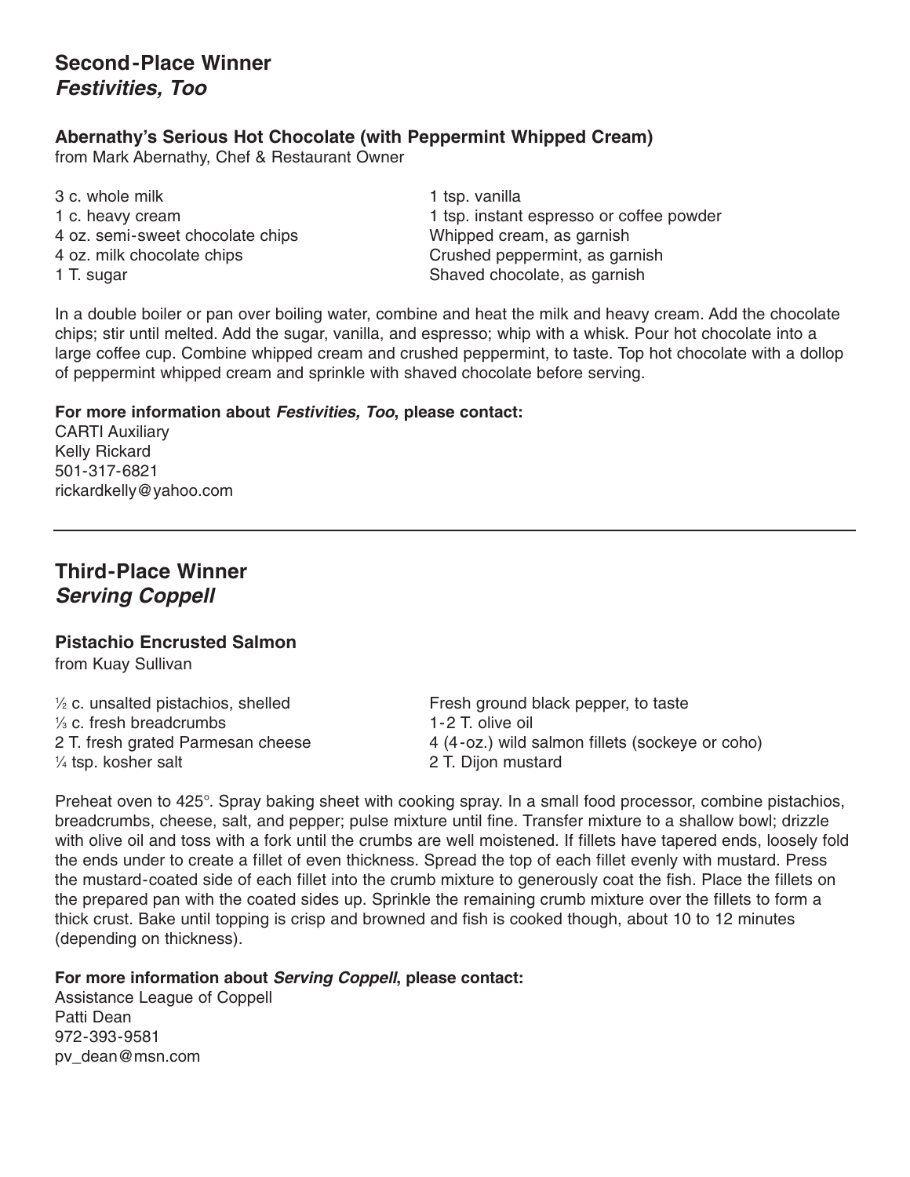## Second-Place Winner
## *Festivities, Too*

### Abernathy's Serious Hot Chocolate (with Peppermint Whipped Cream)

from Mark Abernathy, Chef & Restaurant Owner

3 c. whole milk
1 c. heavy cream
4 oz. semi-sweet chocolate chips
4 oz. milk chocolate chips
1 T. sugar
1 tsp. vanilla
1 tsp. instant espresso or coffee powder
Whipped cream, as garnish
Crushed peppermint, as garnish
Shaved chocolate, as garnish

In a double boiler or pan over boiling water, combine and heat the milk and heavy cream. Add the chocolate chips; stir until melted. Add the sugar, vanilla, and espresso; whip with a whisk. Pour hot chocolate into a large coffee cup. Combine whipped cream and crushed peppermint, to taste. Top hot chocolate with a dollop of peppermint whipped cream and sprinkle with shaved chocolate before serving.

**For more information about *Festivities, Too*, please contact:**
CARTI Auxiliary
Kelly Rickard
501-317-6821
rickardkelly@yahoo.com

---

## Third-Place Winner
## *Serving Coppell*

### Pistachio Encrusted Salmon

from Kuay Sullivan

½ c. unsalted pistachios, shelled
⅓ c. fresh breadcrumbs
2 T. fresh grated Parmesan cheese
¼ tsp. kosher salt
Fresh ground black pepper, to taste
1-2 T. olive oil
4 (4-oz.) wild salmon fillets (sockeye or coho)
2 T. Dijon mustard

Preheat oven to 425°. Spray baking sheet with cooking spray. In a small food processor, combine pistachios, breadcrumbs, cheese, salt, and pepper; pulse mixture until fine. Transfer mixture to a shallow bowl; drizzle with olive oil and toss with a fork until the crumbs are well moistened. If fillets have tapered ends, loosely fold the ends under to create a fillet of even thickness. Spread the top of each fillet evenly with mustard. Press the mustard-coated side of each fillet into the crumb mixture to generously coat the fish. Place the fillets on the prepared pan with the coated sides up. Sprinkle the remaining crumb mixture over the fillets to form a thick crust. Bake until topping is crisp and browned and fish is cooked though, about 10 to 12 minutes (depending on thickness).

**For more information about *Serving Coppell*, please contact:**
Assistance League of Coppell
Patti Dean
972-393-9581
pv_dean@msn.com